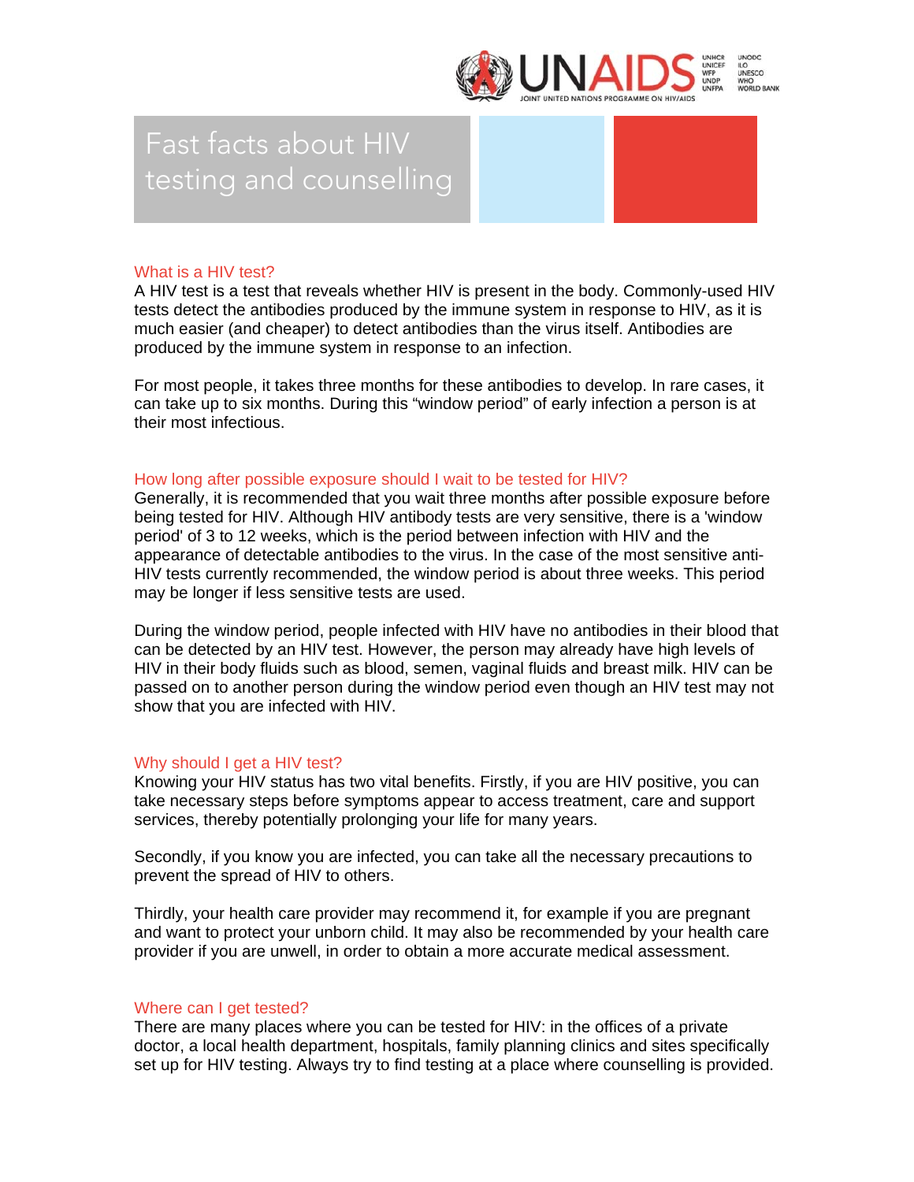# Fast facts about HIV testing and counselling

## What is a HIV test?

A HIV test is a test that reveals whether HIV is present in the body. Commonly-used HIV tests detect the antibodies produced by the immune system in response to HIV, as it is much easier (and cheaper) to detect antibodies than the virus itself. Antibodies are produced by the immune system in response to an infection.

For most people, it takes three months for these antibodies to develop. In rare cases, it can take up to six months. During this "window period" of early infection a person is at their most infectious.

## How long after possible exposure should I wait to be tested for HIV?

Generally, it is recommended that you wait three months after possible exposure before being tested for HIV. Although HIV antibody tests are very sensitive, there is a 'window period' of 3 to 12 weeks, which is the period between infection with HIV and the appearance of detectable antibodies to the virus. In the case of the most sensitive anti-HIV tests currently recommended, the window period is about three weeks. This period may be longer if less sensitive tests are used.

During the window period, people infected with HIV have no antibodies in their blood that can be detected by an HIV test. However, the person may already have high levels of HIV in their body fluids such as blood, semen, vaginal fluids and breast milk. HIV can be passed on to another person during the window period even though an HIV test may not show that you are infected with HIV.

## Why should I get a HIV test?

Knowing your HIV status has two vital benefits. Firstly, if you are HIV positive, you can take necessary steps before symptoms appear to access treatment, care and support services, thereby potentially prolonging your life for many years.

Secondly, if you know you are infected, you can take all the necessary precautions to prevent the spread of HIV to others.

Thirdly, your health care provider may recommend it, for example if you are pregnant and want to protect your unborn child. It may also be recommended by your health care provider if you are unwell, in order to obtain a more accurate medical assessment.

## Where can I get tested?

There are many places where you can be tested for HIV: in the offices of a private doctor, a local health department, hospitals, family planning clinics and sites specifically set up for HIV testing. Always try to find testing at a place where counselling is provided.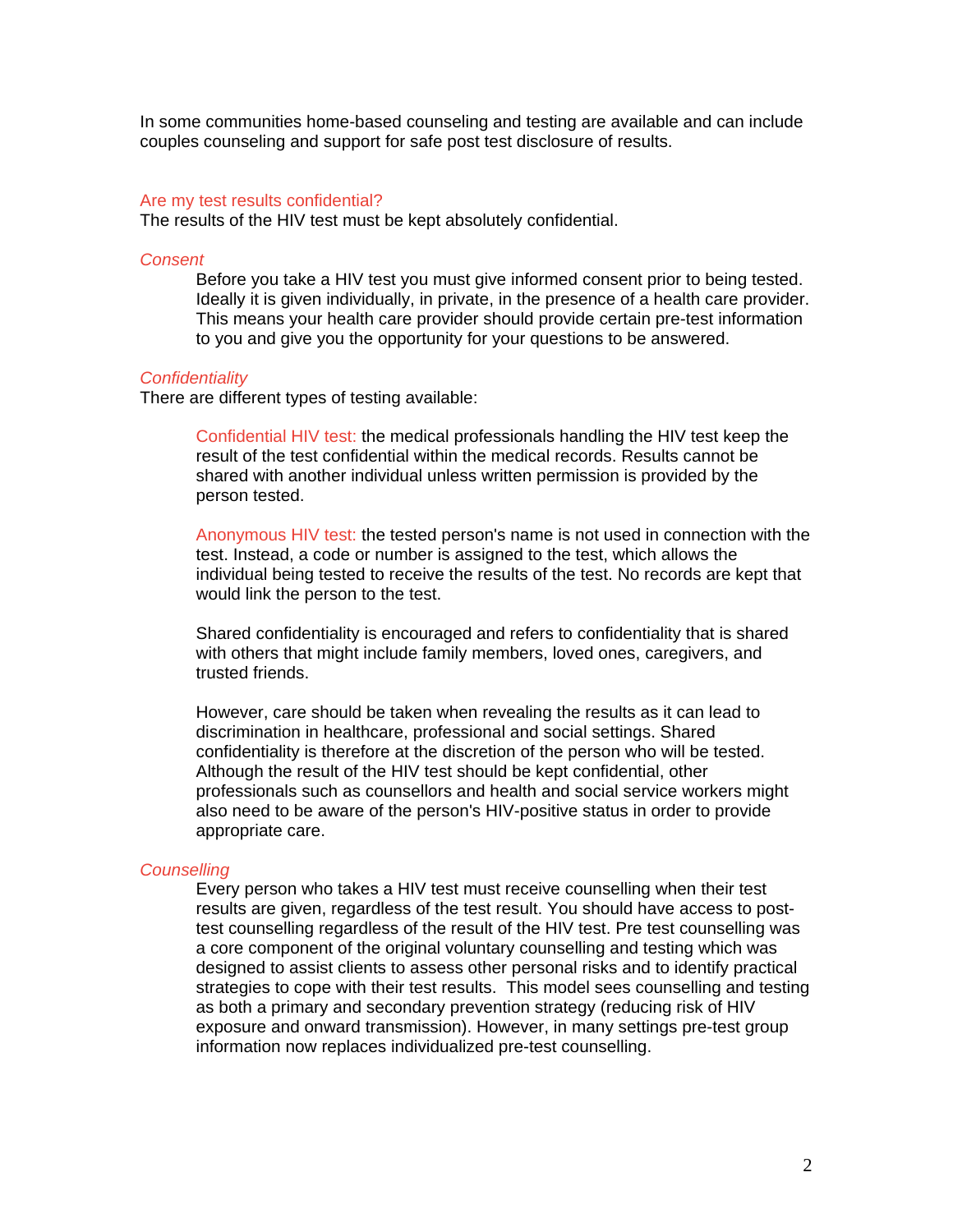In some communities home-based counseling and testing are available and can include couples counseling and support for safe post test disclosure of results.

## Are my test results confidential?

The results of the HIV test must be kept absolutely confidential.

### *Consent*

Before you take a HIV test you must give informed consent prior to being tested. Ideally it is given individually, in private, in the presence of a health care provider. This means your health care provider should provide certain pre-test information to you and give you the opportunity for your questions to be answered.

### *Confidentiality*

There are different types of testing available:

Confidential HIV test: the medical professionals handling the HIV test keep the result of the test confidential within the medical records. Results cannot be shared with another individual unless written permission is provided by the person tested.

Anonymous HIV test: the tested person's name is not used in connection with the test. Instead, a code or number is assigned to the test, which allows the individual being tested to receive the results of the test. No records are kept that would link the person to the test.

Shared confidentiality is encouraged and refers to confidentiality that is shared with others that might include family members, loved ones, caregivers, and trusted friends.

However, care should be taken when revealing the results as it can lead to discrimination in healthcare, professional and social settings. Shared confidentiality is therefore at the discretion of the person who will be tested. Although the result of the HIV test should be kept confidential, other professionals such as counsellors and health and social service workers might also need to be aware of the person's HIV-positive status in order to provide appropriate care.

### *Counselling*

Every person who takes a HIV test must receive counselling when their test results are given, regardless of the test result. You should have access to post-test counselling regardless of the result of the HIV test. Pre test counselling was a core component of the original voluntary counselling and testing which was designed to assist clients to assess other personal risks and to identify practical strategies to cope with their test results. This model sees counselling and testing as both a primary and secondary prevention strategy (reducing risk of HIV exposure and onward transmission). However, in many settings pre-test group information now replaces individualized pre-test counselling.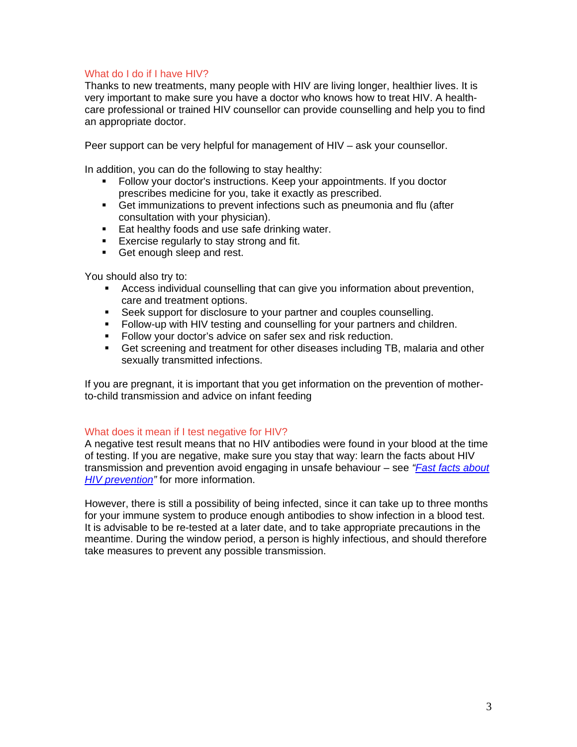## What do I do if I have HIV?

Thanks to new treatments, many people with HIV are living longer, healthier lives. It is very important to make sure you have a doctor who knows how to treat HIV. A health-care professional or trained HIV counsellor can provide counselling and help you to find an appropriate doctor.

Peer support can be very helpful for management of HIV – ask your counsellor.

In addition, you can do the following to stay healthy:

- Follow your doctor's instructions. Keep your appointments. If you doctor prescribes medicine for you, take it exactly as prescribed.
- Get immunizations to prevent infections such as pneumonia and flu (after consultation with your physician).
- Eat healthy foods and use safe drinking water.
- Exercise regularly to stay strong and fit.
- Get enough sleep and rest.

You should also try to:

- Access individual counselling that can give you information about prevention, care and treatment options.
- Seek support for disclosure to your partner and couples counselling.
- Follow-up with HIV testing and counselling for your partners and children.
- Follow your doctor's advice on safer sex and risk reduction.
- Get screening and treatment for other diseases including TB, malaria and other sexually transmitted infections.

If you are pregnant, it is important that you get information on the prevention of mother-to-child transmission and advice on infant feeding

## What does it mean if I test negative for HIV?

A negative test result means that no HIV antibodies were found in your blood at the time of testing. If you are negative, make sure you stay that way: learn the facts about HIV transmission and prevention avoid engaging in unsafe behaviour – see *"Fast facts about HIV prevention"* for more information.

However, there is still a possibility of being infected, since it can take up to three months for your immune system to produce enough antibodies to show infection in a blood test. It is advisable to be re-tested at a later date, and to take appropriate precautions in the meantime. During the window period, a person is highly infectious, and should therefore take measures to prevent any possible transmission.